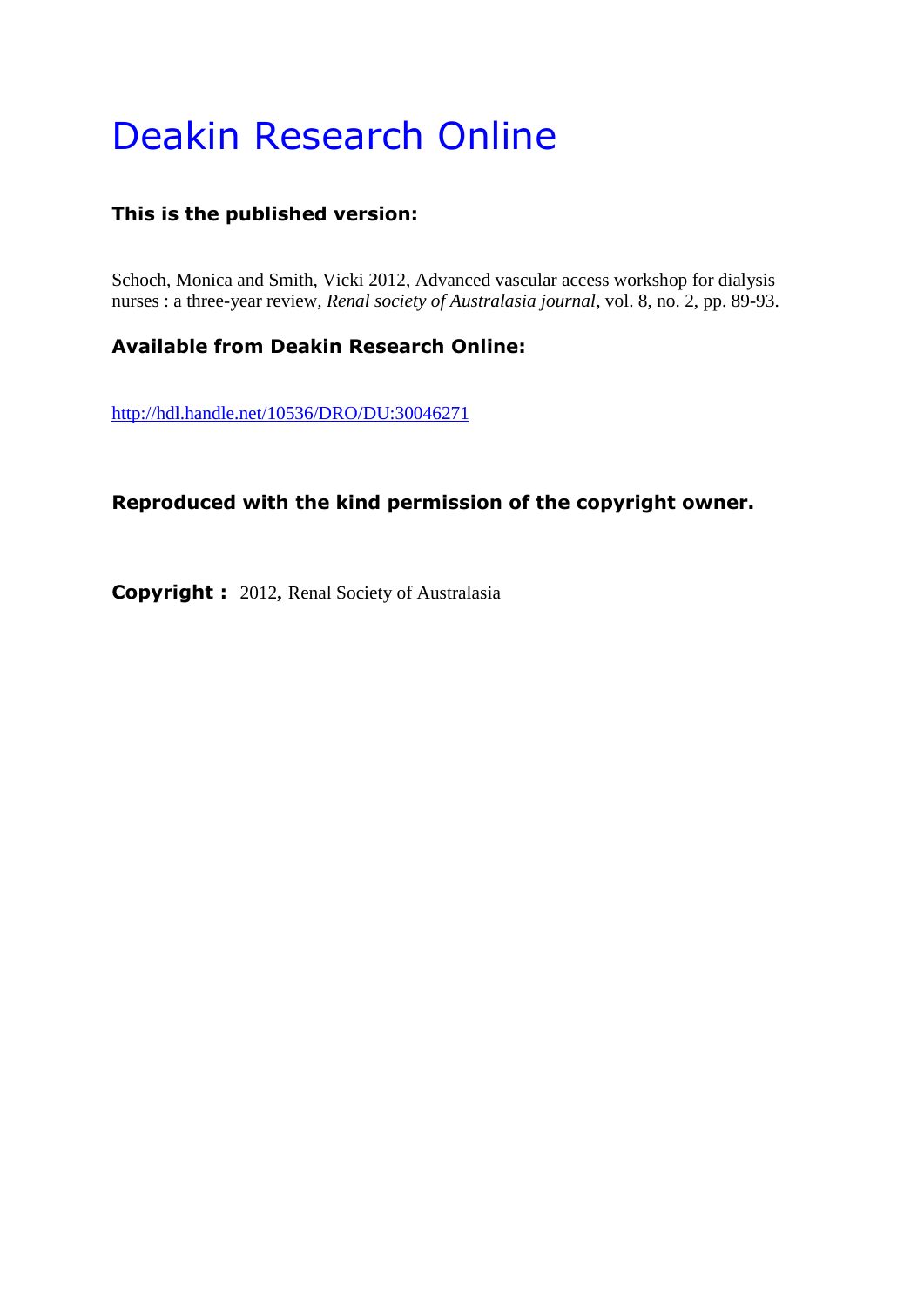# Deakin Research Online

**This is the published version:**

Schoch, Monica and Smith, Vicki 2012, Advanced vascular access workshop for dialysis nurses : a three-year review, *Renal society of Australasia journal*, vol. 8, no. 2, pp. 89-93.

**Available from Deakin Research Online:**

http://hdl.handle.net/10536/DRO/DU:30046271

**Reproduced with the kind permission of the copyright owner.**

**Copyright :** 2012, Renal Society of Australasia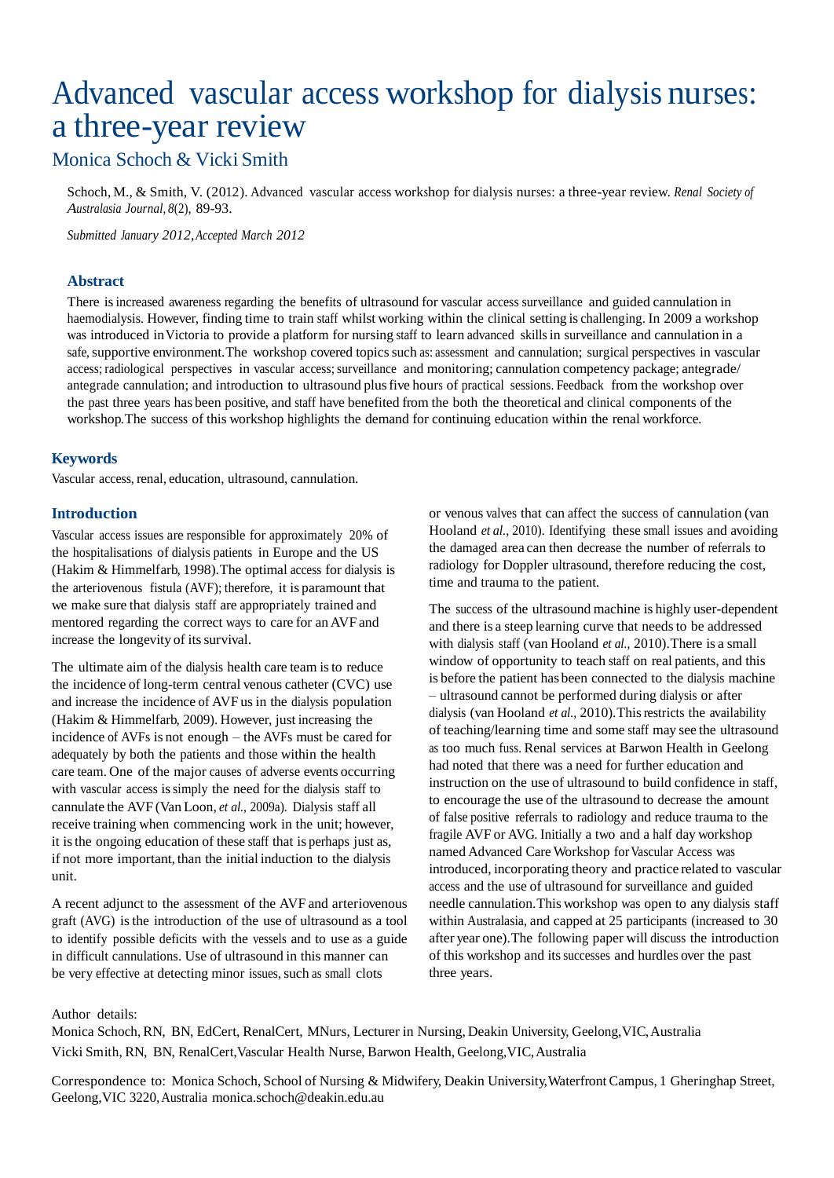# Advanced vascular access workshop for dialysis nurses: a three-year review

## Monica Schoch & Vicki Smith

Schoch, M., & Smith, V. (2012). Advanced vascular access workshop for dialysis nurses: a three-year review. *Renal Society of Australasia Journal, 8*(2), 89-93.

*Submitted January 2012, Accepted March 2012*

### Abstract

There is increased awareness regarding the benefits of ultrasound for vascular access surveillance and guided cannulation in haemodialysis. However, finding time to train staff whilst working within the clinical setting is challenging. In 2009 a workshop was introduced in Victoria to provide a platform for nursing staff to learn advanced skills in surveillance and cannulation in a safe, supportive environment. The workshop covered topics such as: assessment and cannulation; surgical perspectives in vascular access; radiological perspectives in vascular access; surveillance and monitoring; cannulation competency package; antegrade/antegrade cannulation; and introduction to ultrasound plus five hours of practical sessions. Feedback from the workshop over the past three years has been positive, and staff have benefited from the both the theoretical and clinical components of the workshop. The success of this workshop highlights the demand for continuing education within the renal workforce.

### Keywords

Vascular access, renal, education, ultrasound, cannulation.

### Introduction

Vascular access issues are responsible for approximately 20% of the hospitalisations of dialysis patients in Europe and the US (Hakim & Himmelfarb, 1998). The optimal access for dialysis is the arteriovenous fistula (AVF); therefore, it is paramount that we make sure that dialysis staff are appropriately trained and mentored regarding the correct ways to care for an AVF and increase the longevity of its survival.

The ultimate aim of the dialysis health care team is to reduce the incidence of long-term central venous catheter (CVC) use and increase the incidence of AVF us in the dialysis population (Hakim & Himmelfarb, 2009). However, just increasing the incidence of AVFs is not enough – the AVFs must be cared for adequately by both the patients and those within the health care team. One of the major causes of adverse events occurring with vascular access is simply the need for the dialysis staff to cannulate the AVF (Van Loon, *et al.,* 2009a). Dialysis staff all receive training when commencing work in the unit; however, it is the ongoing education of these staff that is perhaps just as, if not more important, than the initial induction to the dialysis unit.

A recent adjunct to the assessment of the AVF and arteriovenous graft (AVG) is the introduction of the use of ultrasound as a tool to identify possible deficits with the vessels and to use as a guide in difficult cannulations. Use of ultrasound in this manner can be very effective at detecting minor issues, such as small clots or venous valves that can affect the success of cannulation (van Hooland *et al.,* 2010). Identifying these small issues and avoiding the damaged area can then decrease the number of referrals to radiology for Doppler ultrasound, therefore reducing the cost, time and trauma to the patient.

The success of the ultrasound machine is highly user-dependent and there is a steep learning curve that needs to be addressed with dialysis staff (van Hooland *et al.,* 2010). There is a small window of opportunity to teach staff on real patients, and this is before the patient has been connected to the dialysis machine – ultrasound cannot be performed during dialysis or after dialysis (van Hooland *et al.,* 2010). This restricts the availability of teaching/learning time and some staff may see the ultrasound as too much fuss. Renal services at Barwon Health in Geelong had noted that there was a need for further education and instruction on the use of ultrasound to build confidence in staff, to encourage the use of the ultrasound to decrease the amount of false positive referrals to radiology and reduce trauma to the fragile AVF or AVG. Initially a two and a half day workshop named Advanced Care Workshop for Vascular Access was introduced, incorporating theory and practice related to vascular access and the use of ultrasound for surveillance and guided needle cannulation. This workshop was open to any dialysis staff within Australasia, and capped at 25 participants (increased to 30 after year one). The following paper will discuss the introduction of this workshop and its successes and hurdles over the past three years.

Author details:
Monica Schoch, RN, BN, EdCert, RenalCert, MNurs, Lecturer in Nursing, Deakin University, Geelong, VIC, Australia
Vicki Smith, RN, BN, RenalCert, Vascular Health Nurse, Barwon Health, Geelong, VIC, Australia

Correspondence to: Monica Schoch, School of Nursing & Midwifery, Deakin University, Waterfront Campus, 1 Gheringhap Street, Geelong, VIC 3220, Australia monica.schoch@deakin.edu.au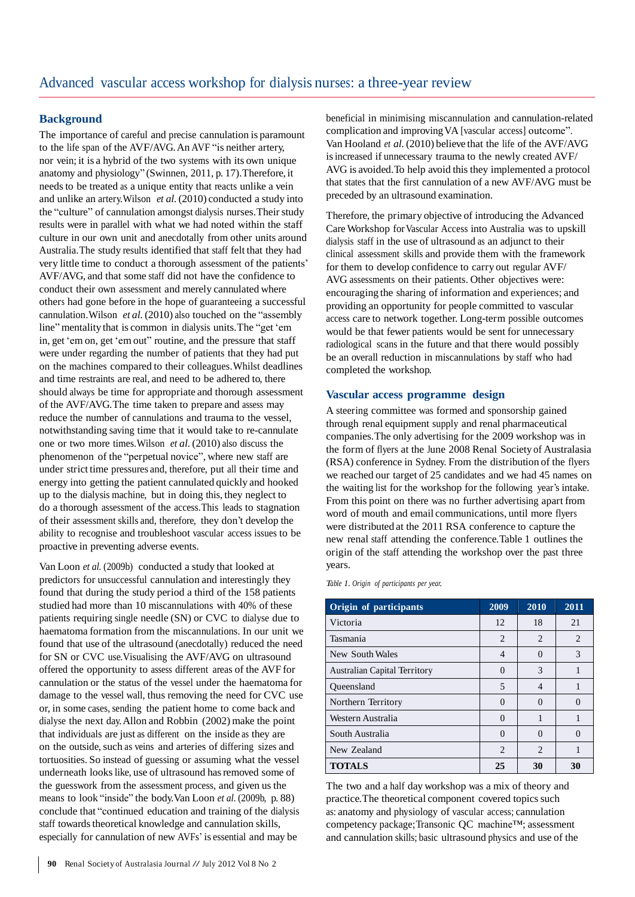# Advanced vascular access workshop for dialysis nurses: a three-year review

## Background

The importance of careful and precise cannulation is paramount to the life span of the AVF/AVG. An AVF "is neither artery, nor vein; it is a hybrid of the two systems with its own unique anatomy and physiology" (Swinnen, 2011, p. 17). Therefore, it needs to be treated as a unique entity that reacts unlike a vein and unlike an artery. Wilson *et al*. (2010) conducted a study into the "culture" of cannulation amongst dialysis nurses. Their study results were in parallel with what we had noted within the staff culture in our own unit and anecdotally from other units around Australia. The study results identified that staff felt that they had very little time to conduct a thorough assessment of the patients' AVF/AVG, and that some staff did not have the confidence to conduct their own assessment and merely cannulated where others had gone before in the hope of guaranteeing a successful cannulation. Wilson *et al*. (2010) also touched on the "assembly line" mentality that is common in dialysis units. The "get 'em in, get 'em on, get 'em out" routine, and the pressure that staff were under regarding the number of patients that they had put on the machines compared to their colleagues. Whilst deadlines and time restraints are real, and need to be adhered to, there should always be time for appropriate and thorough assessment of the AVF/AVG. The time taken to prepare and assess may reduce the number of cannulations and trauma to the vessel, notwithstanding saving time that it would take to re-cannulate one or two more times. Wilson *et al*. (2010) also discuss the phenomenon of the "perpetual novice", where new staff are under strict time pressures and, therefore, put all their time and energy into getting the patient cannulated quickly and hooked up to the dialysis machine, but in doing this, they neglect to do a thorough assessment of the access. This leads to stagnation of their assessment skills and, therefore, they don't develop the ability to recognise and troubleshoot vascular access issues to be proactive in preventing adverse events.

Van Loon *et al*. (2009b) conducted a study that looked at predictors for unsuccessful cannulation and interestingly they found that during the study period a third of the 158 patients studied had more than 10 miscannulations with 40% of these patients requiring single needle (SN) or CVC to dialyse due to haematoma formation from the miscannulations. In our unit we found that use of the ultrasound (anecdotally) reduced the need for SN or CVC use. Visualising the AVF/AVG on ultrasound offered the opportunity to assess different areas of the AVF for cannulation or the status of the vessel under the haematoma for damage to the vessel wall, thus removing the need for CVC use or, in some cases, sending the patient home to come back and dialyse the next day. Allon and Robbin (2002) make the point that individuals are just as different on the inside as they are on the outside, such as veins and arteries of differing sizes and tortuosities. So instead of guessing or assuming what the vessel underneath looks like, use of ultrasound has removed some of the guesswork from the assessment process, and given us the means to look "inside" the body. Van Loon *et al*. (2009b, p. 88) conclude that "continued education and training of the dialysis staff towards theoretical knowledge and cannulation skills, especially for cannulation of new AVFs' is essential and may be beneficial in minimising miscannulation and cannulation-related complication and improving VA [vascular access] outcome". Van Hooland *et al*. (2010) believe that the life of the AVF/AVG is increased if unnecessary trauma to the newly created AVF/AVG is avoided. To help avoid this they implemented a protocol that states that the first cannulation of a new AVF/AVG must be preceded by an ultrasound examination.

Therefore, the primary objective of introducing the Advanced Care Workshop for Vascular Access into Australia was to upskill dialysis staff in the use of ultrasound as an adjunct to their clinical assessment skills and provide them with the framework for them to develop confidence to carry out regular AVF/AVG assessments on their patients. Other objectives were: encouraging the sharing of information and experiences; and providing an opportunity for people committed to vascular access care to network together. Long-term possible outcomes would be that fewer patients would be sent for unnecessary radiological scans in the future and that there would possibly be an overall reduction in miscannulations by staff who had completed the workshop.

## Vascular access programme design

A steering committee was formed and sponsorship gained through renal equipment supply and renal pharmaceutical companies. The only advertising for the 2009 workshop was in the form of flyers at the June 2008 Renal Society of Australasia (RSA) conference in Sydney. From the distribution of the flyers we reached our target of 25 candidates and we had 45 names on the waiting list for the workshop for the following year's intake. From this point on there was no further advertising apart from word of mouth and email communications, until more flyers were distributed at the 2011 RSA conference to capture the new renal staff attending the conference. Table 1 outlines the origin of the staff attending the workshop over the past three years.

*Table 1. Origin of participants per year.*

| Origin of participants | 2009 | 2010 | 2011 |
|---|---|---|---|
| Victoria | 12 | 18 | 21 |
| Tasmania | 2 | 2 | 2 |
| New South Wales | 4 | 0 | 3 |
| Australian Capital Territory | 0 | 3 | 1 |
| Queensland | 5 | 4 | 1 |
| Northern Territory | 0 | 0 | 0 |
| Western Australia | 0 | 1 | 1 |
| South Australia | 0 | 0 | 0 |
| New Zealand | 2 | 2 | 1 |
| **TOTALS** | **25** | **30** | **30** |

The two and a half day workshop was a mix of theory and practice. The theoretical component covered topics such as: anatomy and physiology of vascular access; cannulation competency package; Transonic QC machine™; assessment and cannulation skills; basic ultrasound physics and use of the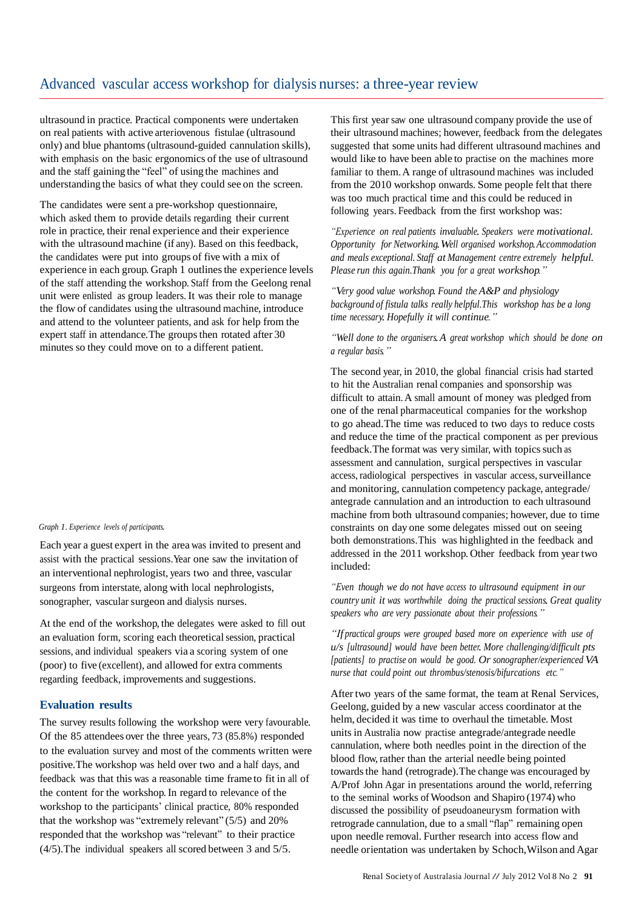ultrasound in practice. Practical components were undertaken on real patients with active arteriovenous fistulae (ultrasound only) and blue phantoms (ultrasound-guided cannulation skills), with emphasis on the basic ergonomics of the use of ultrasound and the staff gaining the "feel" of using the machines and understanding the basics of what they could see on the screen.

The candidates were sent a pre-workshop questionnaire, which asked them to provide details regarding their current role in practice, their renal experience and their experience with the ultrasound machine (if any). Based on this feedback, the candidates were put into groups of five with a mix of experience in each group. Graph 1 outlines the experience levels of the staff attending the workshop. Staff from the Geelong renal unit were enlisted as group leaders. It was their role to manage the flow of candidates using the ultrasound machine, introduce and attend to the volunteer patients, and ask for help from the expert staff in attendance. The groups then rotated after 30 minutes so they could move on to a different patient.

*Graph 1. Experience levels of participants.*

Each year a guest expert in the area was invited to present and assist with the practical sessions. Year one saw the invitation of an interventional nephrologist, years two and three, vascular surgeons from interstate, along with local nephrologists, sonographer, vascular surgeon and dialysis nurses.

At the end of the workshop, the delegates were asked to fill out an evaluation form, scoring each theoretical session, practical sessions, and individual speakers via a scoring system of one (poor) to five (excellent), and allowed for extra comments regarding feedback, improvements and suggestions.

## Evaluation results

The survey results following the workshop were very favourable. Of the 85 attendees over the three years, 73 (85.8%) responded to the evaluation survey and most of the comments written were positive. The workshop was held over two and a half days, and feedback was that this was a reasonable time frame to fit in all of the content for the workshop. In regard to relevance of the workshop to the participants' clinical practice, 80% responded that the workshop was "extremely relevant" (5/5) and 20% responded that the workshop was "relevant" to their practice (4/5). The individual speakers all scored between 3 and 5/5.

This first year saw one ultrasound company provide the use of their ultrasound machines; however, feedback from the delegates suggested that some units had different ultrasound machines and would like to have been able to practise on the machines more familiar to them. A range of ultrasound machines was included from the 2010 workshop onwards. Some people felt that there was too much practical time and this could be reduced in following years. Feedback from the first workshop was:

*"Experience on real patients invaluable. Speakers were motivational. Opportunity for Networking. Well organised workshop. Accommodation and meals exceptional. Staff at Management centre extremely helpful. Please run this again. Thank you for a great workshop."*

*"Very good value workshop. Found the A&P and physiology background of fistula talks really helpful. This workshop has be a long time necessary. Hopefully it will continue."*

*"Well done to the organisers. A great workshop which should be done on a regular basis."*

The second year, in 2010, the global financial crisis had started to hit the Australian renal companies and sponsorship was difficult to attain. A small amount of money was pledged from one of the renal pharmaceutical companies for the workshop to go ahead. The time was reduced to two days to reduce costs and reduce the time of the practical component as per previous feedback. The format was very similar, with topics such as assessment and cannulation, surgical perspectives in vascular access, radiological perspectives in vascular access, surveillance and monitoring, cannulation competency package, antegrade/antegrade cannulation and an introduction to each ultrasound machine from both ultrasound companies; however, due to time constraints on day one some delegates missed out on seeing both demonstrations. This was highlighted in the feedback and addressed in the 2011 workshop. Other feedback from year two included:

*"Even though we do not have access to ultrasound equipment in our country unit it was worthwhile doing the practical sessions. Great quality speakers who are very passionate about their professions."*

*"If practical groups were grouped based more on experience with use of u/s [ultrasound] would have been better. More challenging/difficult pts [patients] to practise on would be good. Or sonographer/experienced VA nurse that could point out thrombus/stenosis/bifurcations etc."*

After two years of the same format, the team at Renal Services, Geelong, guided by a new vascular access coordinator at the helm, decided it was time to overhaul the timetable. Most units in Australia now practise antegrade/antegrade needle cannulation, where both needles point in the direction of the blood flow, rather than the arterial needle being pointed towards the hand (retrograde). The change was encouraged by A/Prof John Agar in presentations around the world, referring to the seminal works of Woodson and Shapiro (1974) who discussed the possibility of pseudoaneurysm formation with retrograde cannulation, due to a small "flap" remaining open upon needle removal. Further research into access flow and needle orientation was undertaken by Schoch, Wilson and Agar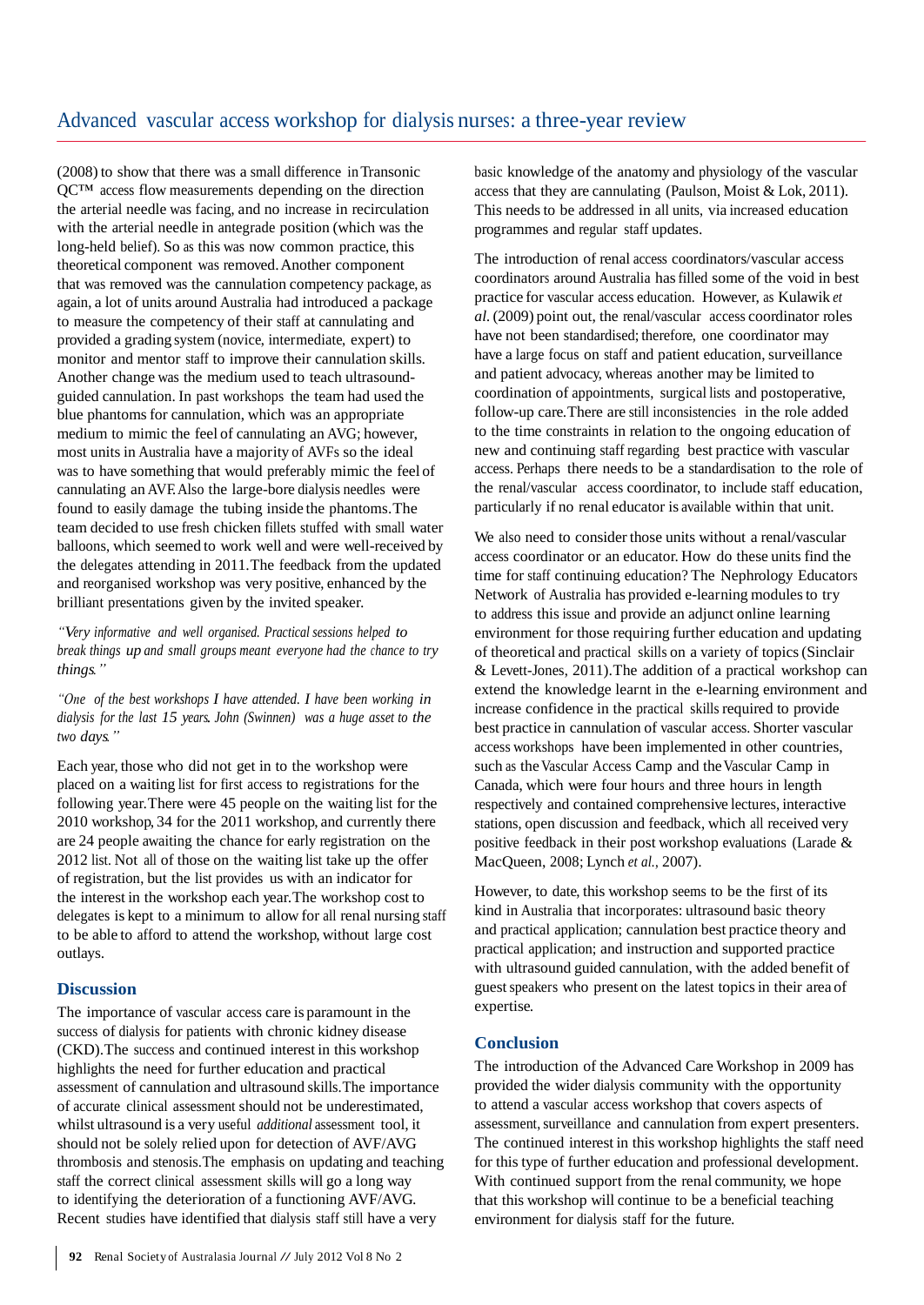(2008) to show that there was a small difference in Transonic QC™ access flow measurements depending on the direction the arterial needle was facing, and no increase in recirculation with the arterial needle in antegrade position (which was the long-held belief). So as this was now common practice, this theoretical component was removed. Another component that was removed was the cannulation competency package, as again, a lot of units around Australia had introduced a package to measure the competency of their staff at cannulating and provided a grading system (novice, intermediate, expert) to monitor and mentor staff to improve their cannulation skills. Another change was the medium used to teach ultrasound-guided cannulation. In past workshops the team had used the blue phantoms for cannulation, which was an appropriate medium to mimic the feel of cannulating an AVG; however, most units in Australia have a majority of AVFs so the ideal was to have something that would preferably mimic the feel of cannulating an AVF. Also the large-bore dialysis needles were found to easily damage the tubing inside the phantoms. The team decided to use fresh chicken fillets stuffed with small water balloons, which seemed to work well and were well-received by the delegates attending in 2011. The feedback from the updated and reorganised workshop was very positive, enhanced by the brilliant presentations given by the invited speaker.

*"Very informative and well organised. Practical sessions helped to break things up and small groups meant everyone had the chance to try things."*

*"One of the best workshops I have attended. I have been working in dialysis for the last 15 years. John (Swinnen) was a huge asset to the two days."*

Each year, those who did not get in to the workshop were placed on a waiting list for first access to registrations for the following year. There were 45 people on the waiting list for the 2010 workshop, 34 for the 2011 workshop, and currently there are 24 people awaiting the chance for early registration on the 2012 list. Not all of those on the waiting list take up the offer of registration, but the list provides us with an indicator for the interest in the workshop each year. The workshop cost to delegates is kept to a minimum to allow for all renal nursing staff to be able to afford to attend the workshop, without large cost outlays.

## Discussion

The importance of vascular access care is paramount in the success of dialysis for patients with chronic kidney disease (CKD). The success and continued interest in this workshop highlights the need for further education and practical assessment of cannulation and ultrasound skills. The importance of accurate clinical assessment should not be underestimated, whilst ultrasound is a very useful *additional* assessment tool, it should not be solely relied upon for detection of AVF/AVG thrombosis and stenosis. The emphasis on updating and teaching staff the correct clinical assessment skills will go a long way to identifying the deterioration of a functioning AVF/AVG. Recent studies have identified that dialysis staff still have a very basic knowledge of the anatomy and physiology of the vascular access that they are cannulating (Paulson, Moist & Lok, 2011). This needs to be addressed in all units, via increased education programmes and regular staff updates.

The introduction of renal access coordinators/vascular access coordinators around Australia has filled some of the void in best practice for vascular access education. However, as Kulawik *et al*. (2009) point out, the renal/vascular access coordinator roles have not been standardised; therefore, one coordinator may have a large focus on staff and patient education, surveillance and patient advocacy, whereas another may be limited to coordination of appointments, surgical lists and postoperative, follow-up care. There are still inconsistencies in the role added to the time constraints in relation to the ongoing education of new and continuing staff regarding best practice with vascular access. Perhaps there needs to be a standardisation to the role of the renal/vascular access coordinator, to include staff education, particularly if no renal educator is available within that unit.

We also need to consider those units without a renal/vascular access coordinator or an educator. How do these units find the time for staff continuing education? The Nephrology Educators Network of Australia has provided e-learning modules to try to address this issue and provide an adjunct online learning environment for those requiring further education and updating of theoretical and practical skills on a variety of topics (Sinclair & Levett-Jones, 2011). The addition of a practical workshop can extend the knowledge learnt in the e-learning environment and increase confidence in the practical skills required to provide best practice in cannulation of vascular access. Shorter vascular access workshops have been implemented in other countries, such as the Vascular Access Camp and the Vascular Camp in Canada, which were four hours and three hours in length respectively and contained comprehensive lectures, interactive stations, open discussion and feedback, which all received very positive feedback in their post workshop evaluations (Larade & MacQueen, 2008; Lynch *et al.*, 2007).

However, to date, this workshop seems to be the first of its kind in Australia that incorporates: ultrasound basic theory and practical application; cannulation best practice theory and practical application; and instruction and supported practice with ultrasound guided cannulation, with the added benefit of guest speakers who present on the latest topics in their area of expertise.

## Conclusion

The introduction of the Advanced Care Workshop in 2009 has provided the wider dialysis community with the opportunity to attend a vascular access workshop that covers aspects of assessment, surveillance and cannulation from expert presenters. The continued interest in this workshop highlights the staff need for this type of further education and professional development. With continued support from the renal community, we hope that this workshop will continue to be a beneficial teaching environment for dialysis staff for the future.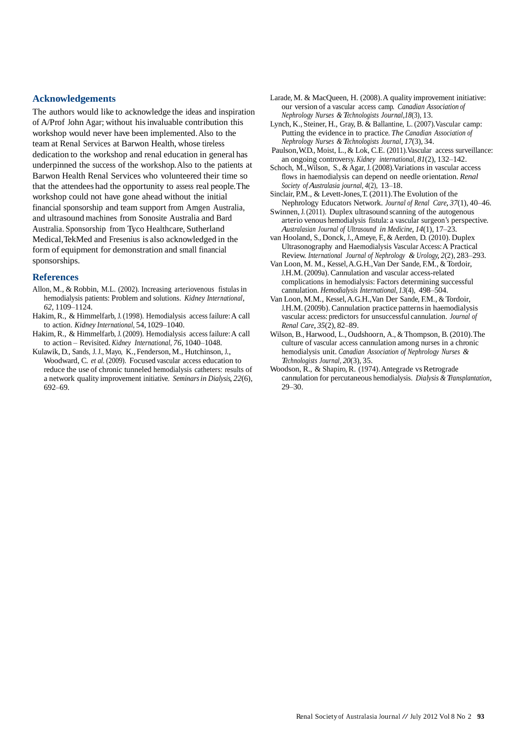## Acknowledgements

The authors would like to acknowledge the ideas and inspiration of A/Prof John Agar; without his invaluable contribution this workshop would never have been implemented. Also to the team at Renal Services at Barwon Health, whose tireless dedication to the workshop and renal education in general has underpinned the success of the workshop. Also to the patients at Barwon Health Renal Services who volunteered their time so that the attendees had the opportunity to assess real people. The workshop could not have gone ahead without the initial financial sponsorship and team support from Amgen Australia, and ultrasound machines from Sonosite Australia and Bard Australia. Sponsorship from Tyco Healthcare, Sutherland Medical, TekMed and Fresenius is also acknowledged in the form of equipment for demonstration and small financial sponsorships.

## References

Allon, M., & Robbin, M.L. (2002). Increasing arteriovenous fistulas in hemodialysis patients: Problem and solutions. *Kidney International*, *62*, 1109–1124.

Hakim, R., & Himmelfarb, J. (1998). Hemodialysis access failure: A call to action. *Kidney International,* 54, 1029–1040.

Hakim, R., & Himmelfarb, J. (2009). Hemodialysis access failure: A call to action – Revisited. *Kidney International, 76*, 1040–1048.

Kulawik, D., Sands, J. J., Mayo, K., Fenderson, M., Hutchinson, J., Woodward, C. *et al.* (2009). Focused vascular access education to reduce the use of chronic tunneled hemodialysis catheters: results of a network quality improvement initiative. *Seminars in Dialysis, 22*(6), 692–69.

Larade, M. & MacQueen, H. (2008). A quality improvement initiative: our version of a vascular access camp. *Canadian Association of Nephrology Nurses & Technologists Journal,18*(3), 13.

Lynch, K., Steiner, H., Gray, B. & Ballantine, L. (2007). Vascular camp: Putting the evidence in to practice. *The Canadian Association of Nephrology Nurses & Technologists Journal*, *17*(3), 34.

Paulson, W.D., Moist, L., & Lok, C.E. (2011). Vascular access surveillance: an ongoing controversy. *Kidney international, 81*(2), 132–142.

Schoch, M., Wilson, S., & Agar, J. (2008). Variations in vascular access flows in haemodialysis can depend on needle orientation. *Renal Society of Australasia journal*, *4*(2), 13–18.

Sinclair, P.M., & Levett-Jones, T. (2011). The Evolution of the Nephrology Educators Network. *Journal of Renal Care*, *37*(1), 40–46.

Swinnen, J. (2011). Duplex ultrasound scanning of the autogenous arterio venous hemodialysis fistula: a vascular surgeon's perspective. *Australasian Journal of Ultrasound in Medicine*, *14*(1), 17–23.

van Hooland, S., Donck, J., Ameye, F., & Aerden, D. (2010). Duplex Ultrasonography and Haemodialysis Vascular Access: A Practical Review. *International Journal of Nephrology & Urology*, *2*(2), 283–293.

Van Loon, M. M., Kessel, A.G.H., Van Der Sande, F.M., & Tordoir, J.H.M. (2009a). Cannulation and vascular access-related complications in hemodialysis: Factors determining successful cannulation. *Hemodialysis International*, *13*(4), 498–504.

Van Loon, M.M., Kessel, A.G.H., Van Der Sande, F.M., & Tordoir, J.H.M. (2009b). Cannulation practice patterns in haemodialysis vascular access: predictors for unsuccessful cannulation. *Journal of Renal Care*, *35*(2), 82–89.

Wilson, B., Harwood, L., Oudshoorn, A., & Thompson, B. (2010). The culture of vascular access cannulation among nurses in a chronic hemodialysis unit. *Canadian Association of Nephrology Nurses & Technologists Journal*, *20*(3), 35.

Woodson, R., & Shapiro, R. (1974). Antegrade vs Retrograde cannulation for percutaneous hemodialysis. *Dialysis & Transplantation*, 29–30.